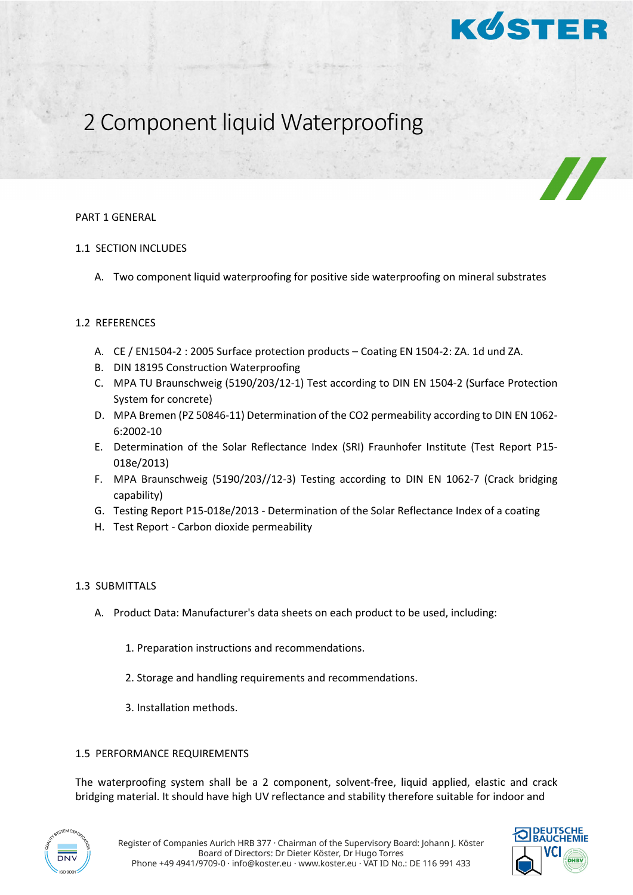# 2 Component liquid Waterproofing

## PART 1 GENERAL

### 1.1 SECTION INCLUDES

A. Two component liquid waterproofing for positive side waterproofing on mineral substrates

### 1.2 REFERENCES

A. CE / EN1504-2 : 2005 Surface protection products – Coating EN 1504-2: ZA. 1d und ZA.
B. DIN 18195 Construction Waterproofing
C. MPA TU Braunschweig (5190/203/12-1) Test according to DIN EN 1504-2 (Surface Protection System for concrete)
D. MPA Bremen (PZ 50846-11) Determination of the CO2 permeability according to DIN EN 1062-6:2002-10
E. Determination of the Solar Reflectance Index (SRI) Fraunhofer Institute (Test Report P15-018e/2013)
F. MPA Braunschweig (5190/203//12-3) Testing according to DIN EN 1062-7 (Crack bridging capability)
G. Testing Report P15-018e/2013 - Determination of the Solar Reflectance Index of a coating
H. Test Report - Carbon dioxide permeability

### 1.3 SUBMITTALS

A. Product Data: Manufacturer's data sheets on each product to be used, including:

1. Preparation instructions and recommendations.
2. Storage and handling requirements and recommendations.
3. Installation methods.

### 1.5 PERFORMANCE REQUIREMENTS

The waterproofing system shall be a 2 component, solvent-free, liquid applied, elastic and crack bridging material. It should have high UV reflectance and stability therefore suitable for indoor and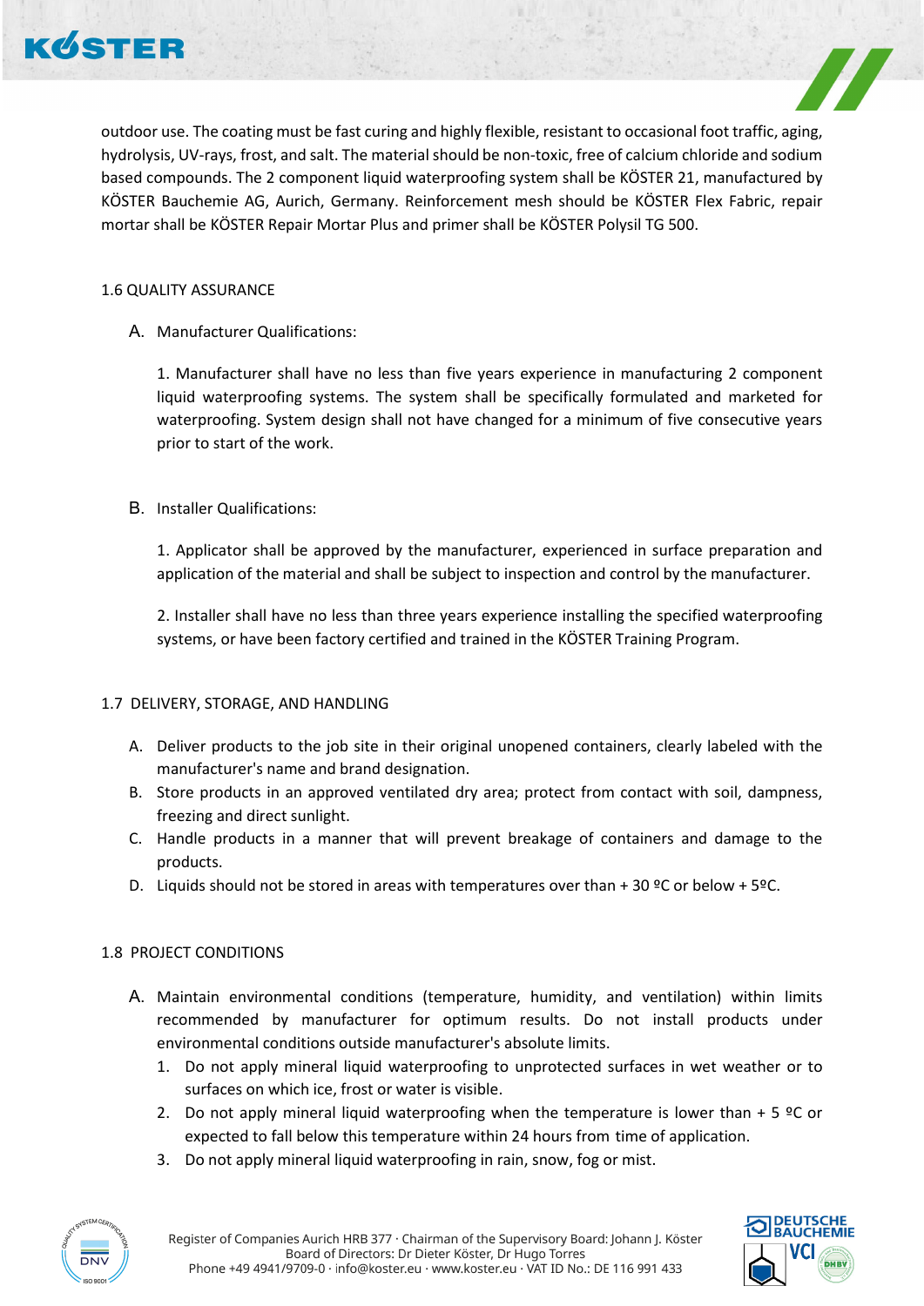outdoor use. The coating must be fast curing and highly flexible, resistant to occasional foot traffic, aging, hydrolysis, UV-rays, frost, and salt. The material should be non-toxic, free of calcium chloride and sodium based compounds. The 2 component liquid waterproofing system shall be KÖSTER 21, manufactured by KÖSTER Bauchemie AG, Aurich, Germany. Reinforcement mesh should be KÖSTER Flex Fabric, repair mortar shall be KÖSTER Repair Mortar Plus and primer shall be KÖSTER Polysil TG 500.

## 1.6 QUALITY ASSURANCE

A. Manufacturer Qualifications:

1. Manufacturer shall have no less than five years experience in manufacturing 2 component liquid waterproofing systems. The system shall be specifically formulated and marketed for waterproofing. System design shall not have changed for a minimum of five consecutive years prior to start of the work.

B. Installer Qualifications:

1. Applicator shall be approved by the manufacturer, experienced in surface preparation and application of the material and shall be subject to inspection and control by the manufacturer.

2. Installer shall have no less than three years experience installing the specified waterproofing systems, or have been factory certified and trained in the KÖSTER Training Program.

## 1.7 DELIVERY, STORAGE, AND HANDLING

A. Deliver products to the job site in their original unopened containers, clearly labeled with the manufacturer's name and brand designation.
B. Store products in an approved ventilated dry area; protect from contact with soil, dampness, freezing and direct sunlight.
C. Handle products in a manner that will prevent breakage of containers and damage to the products.
D. Liquids should not be stored in areas with temperatures over + 30 ºC or below + 5ºC.

## 1.8 PROJECT CONDITIONS

A. Maintain environmental conditions (temperature, humidity, and ventilation) within limits recommended by manufacturer for optimum results. Do not install products under environmental conditions outside manufacturer's absolute limits.
   1. Do not apply mineral liquid waterproofing to unprotected surfaces in wet weather or to surfaces on which ice, frost or water is visible.
   2. Do not apply mineral liquid waterproofing when the temperature is lower than + 5 ºC or expected to fall below this temperature within 24 hours from time of application.
   3. Do not apply mineral liquid waterproofing in rain, snow, fog or mist.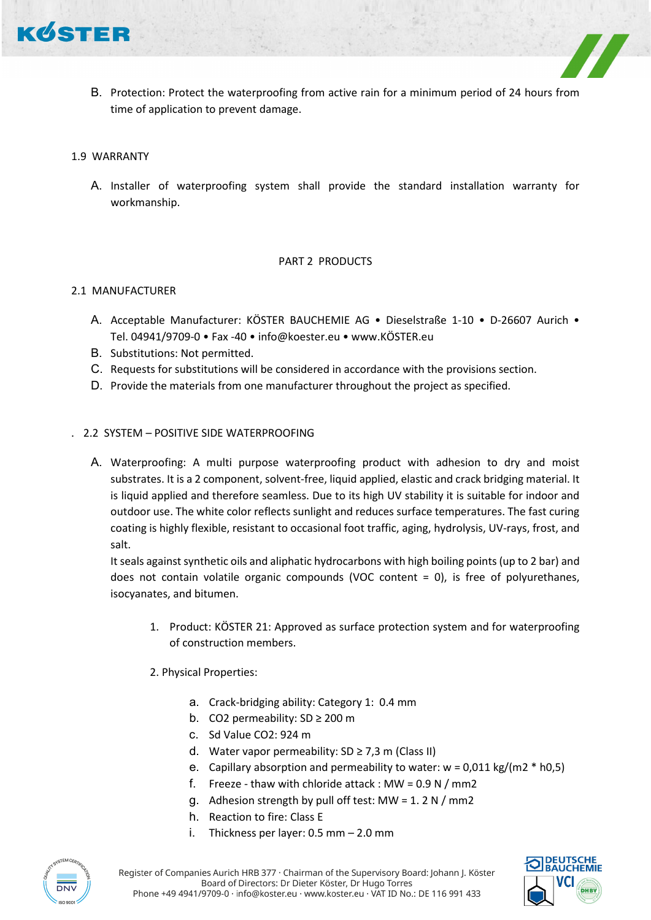B. Protection: Protect the waterproofing from active rain for a minimum period of 24 hours from time of application to prevent damage.

1.9 WARRANTY

A. Installer of waterproofing system shall provide the standard installation warranty for workmanship.

## PART 2 PRODUCTS

2.1 MANUFACTURER

A. Acceptable Manufacturer: KÖSTER BAUCHEMIE AG • Dieselstraße 1-10 • D-26607 Aurich • Tel. 04941/9709-0 • Fax -40 • info@koester.eu • www.KÖSTER.eu
B. Substitutions: Not permitted.
C. Requests for substitutions will be considered in accordance with the provisions section.
D. Provide the materials from one manufacturer throughout the project as specified.

. 2.2 SYSTEM – POSITIVE SIDE WATERPROOFING

A. Waterproofing: A multi purpose waterproofing product with adhesion to dry and moist substrates. It is a 2 component, solvent-free, liquid applied, elastic and crack bridging material. It is liquid applied and therefore seamless. Due to its high UV stability it is suitable for indoor and outdoor use. The white color reflects sunlight and reduces surface temperatures. The fast curing coating is highly flexible, resistant to occasional foot traffic, aging, hydrolysis, UV-rays, frost, and salt.
It seals against synthetic oils and aliphatic hydrocarbons with high boiling points (up to 2 bar) and does not contain volatile organic compounds (VOC content = 0), is free of polyurethanes, isocyanates, and bitumen.

1. Product: KÖSTER 21: Approved as surface protection system and for waterproofing of construction members.

2. Physical Properties:

   a. Crack-bridging ability: Category 1: 0.4 mm
   b. $CO_2$ permeability: SD ≥ 200 m
   c. Sd Value $CO_2$: 924 m
   d. Water vapor permeability: SD ≥ 7,3 m (Class II)
   e. Capillary absorption and permeability to water: w = 0,011 kg/(m2 * h0,5)
   f. Freeze - thaw with chloride attack : MW = 0.9 N / mm2
   g. Adhesion strength by pull off test: MW = 1. 2 N / mm2
   h. Reaction to fire: Class E
   i. Thickness per layer: 0.5 mm – 2.0 mm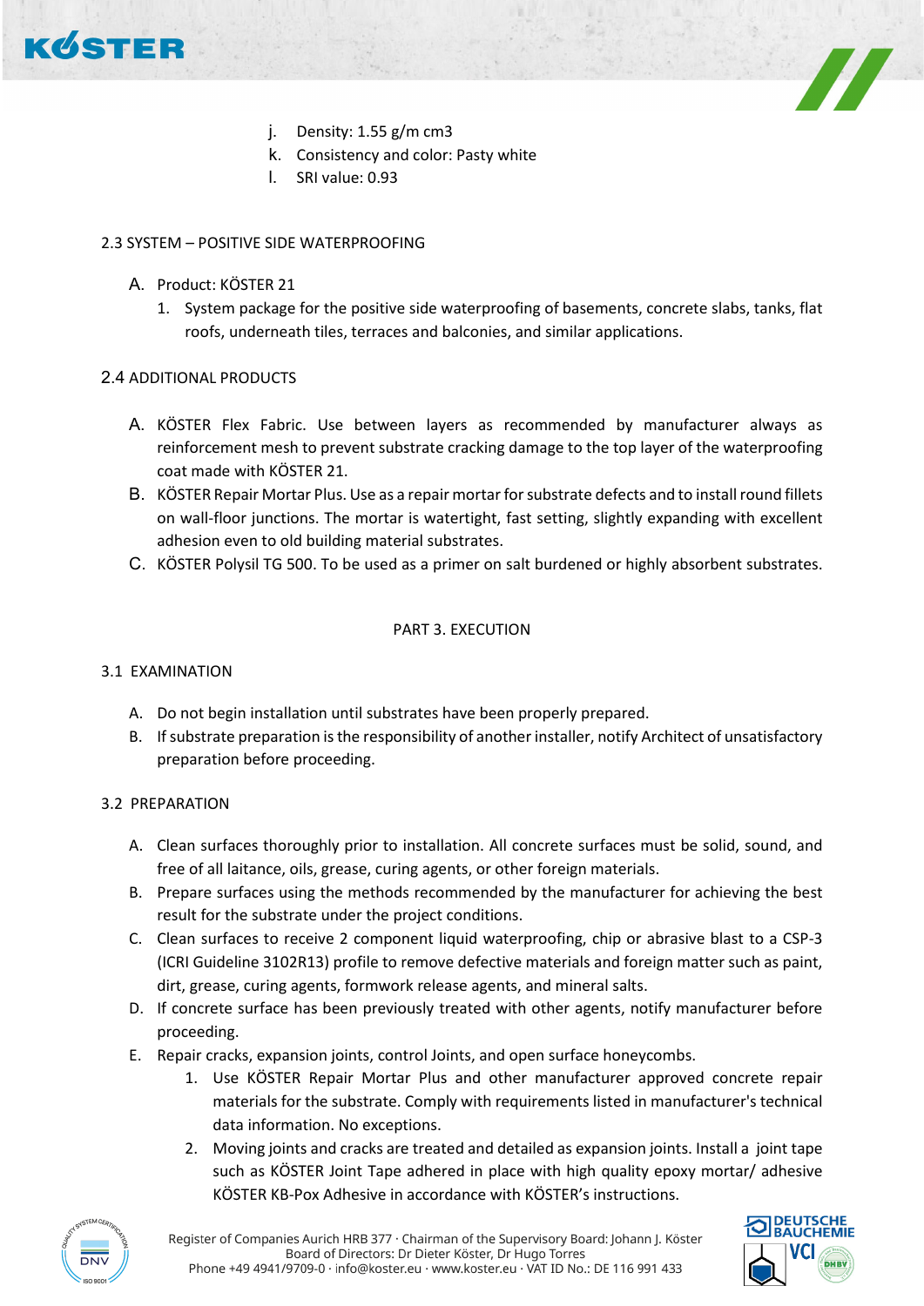j. Density: 1.55 g/m cm3
k. Consistency and color: Pasty white
l. SRI value: 0.93

## 2.3 SYSTEM – POSITIVE SIDE WATERPROOFING

A. Product: KÖSTER 21
   1. System package for the positive side waterproofing of basements, concrete slabs, tanks, flat roofs, underneath tiles, terraces and balconies, and similar applications.

## 2.4 ADDITIONAL PRODUCTS

A. KÖSTER Flex Fabric. Use between layers as recommended by manufacturer always as reinforcement mesh to prevent substrate cracking damage to the top layer of the waterproofing coat made with KÖSTER 21.
B. KÖSTER Repair Mortar Plus. Use as a repair mortar for substrate defects and to install round fillets on wall-floor junctions. The mortar is watertight, fast setting, slightly expanding with excellent adhesion even to old building material substrates.
C. KÖSTER Polysil TG 500. To be used as a primer on salt burdened or highly absorbent substrates.

# PART 3. EXECUTION

## 3.1 EXAMINATION

A. Do not begin installation until substrates have been properly prepared.
B. If substrate preparation is the responsibility of another installer, notify Architect of unsatisfactory preparation before proceeding.

## 3.2 PREPARATION

A. Clean surfaces thoroughly prior to installation. All concrete surfaces must be solid, sound, and free of all laitance, oils, grease, curing agents, or other foreign materials.
B. Prepare surfaces using the methods recommended by the manufacturer for achieving the best result for the substrate under the project conditions.
C. Clean surfaces to receive 2 component liquid waterproofing, chip or abrasive blast to a CSP-3 (ICRI Guideline 3102R13) profile to remove defective materials and foreign matter such as paint, dirt, grease, curing agents, formwork release agents, and mineral salts.
D. If concrete surface has been previously treated with other agents, notify manufacturer before proceeding.
E. Repair cracks, expansion joints, control Joints, and open surface honeycombs.
   1. Use KÖSTER Repair Mortar Plus and other manufacturer approved concrete repair materials for the substrate. Comply with requirements listed in manufacturer's technical data information. No exceptions.
   2. Moving joints and cracks are treated and detailed as expansion joints. Install a joint tape such as KÖSTER Joint Tape adhered in place with high quality epoxy mortar/ adhesive KÖSTER KB-Pox Adhesive in accordance with KÖSTER's instructions.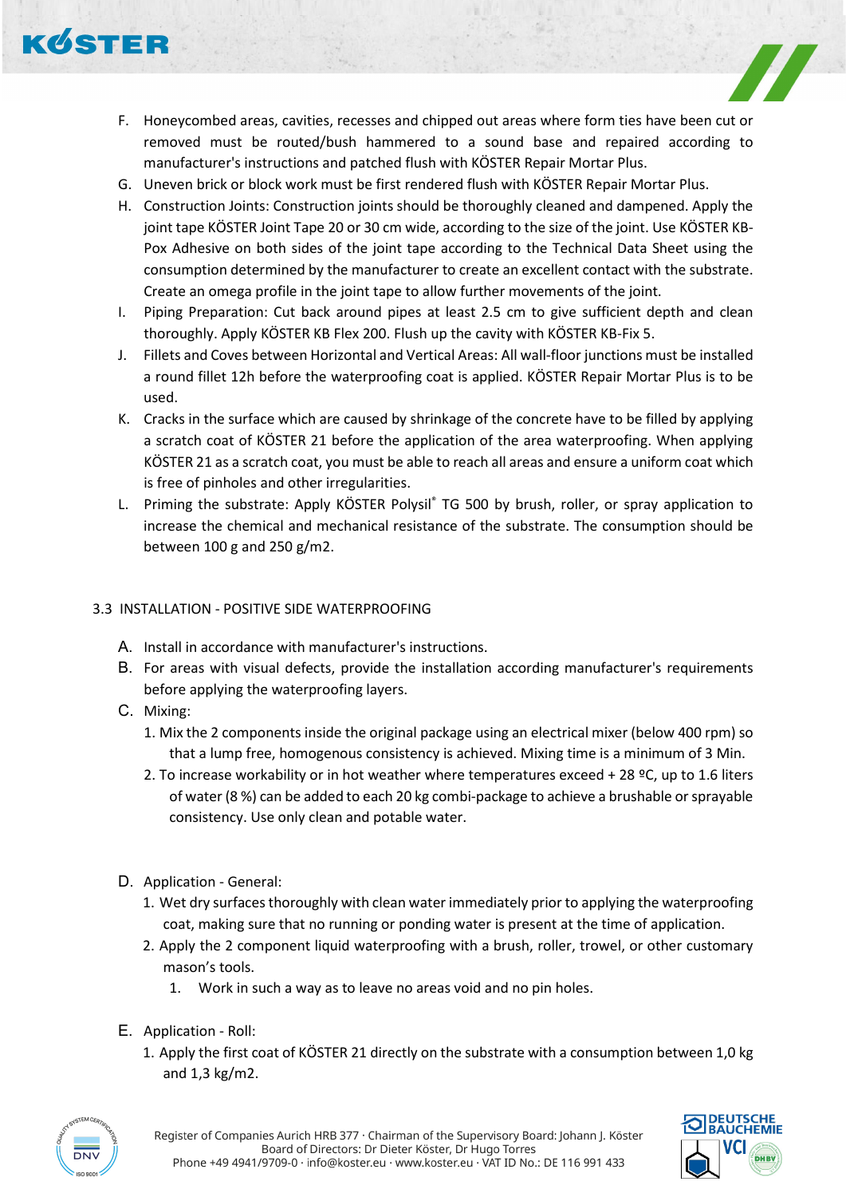F. Honeycombed areas, cavities, recesses and chipped out areas where form ties have been cut or removed must be routed/bush hammered to a sound base and repaired according to manufacturer's instructions and patched flush with KÖSTER Repair Mortar Plus.

G. Uneven brick or block work must be first rendered flush with KÖSTER Repair Mortar Plus.

H. Construction Joints: Construction joints should be thoroughly cleaned and dampened. Apply the joint tape KÖSTER Joint Tape 20 or 30 cm wide, according to the size of the joint. Use KÖSTER KB-Pox Adhesive on both sides of the joint tape according to the Technical Data Sheet using the consumption determined by the manufacturer to create an excellent contact with the substrate. Create an omega profile in the joint tape to allow further movements of the joint.

I. Piping Preparation: Cut back around pipes at least 2.5 cm to give sufficient depth and clean thoroughly. Apply KÖSTER KB Flex 200. Flush up the cavity with KÖSTER KB-Fix 5.

J. Fillets and Coves between Horizontal and Vertical Areas: All wall-floor junctions must be installed a round fillet 12h before the waterproofing coat is applied. KÖSTER Repair Mortar Plus is to be used.

K. Cracks in the surface which are caused by shrinkage of the concrete have to be filled by applying a scratch coat of KÖSTER 21 before the application of the area waterproofing. When applying KÖSTER 21 as a scratch coat, you must be able to reach all areas and ensure a uniform coat which is free of pinholes and other irregularities.

L. Priming the substrate: Apply KÖSTER Polysil® TG 500 by brush, roller, or spray application to increase the chemical and mechanical resistance of the substrate. The consumption should be between 100 g and 250 g/m2.

## 3.3 INSTALLATION - POSITIVE SIDE WATERPROOFING

A. Install in accordance with manufacturer's instructions.

B. For areas with visual defects, provide the installation according manufacturer's requirements before applying the waterproofing layers.

C. Mixing:

1. Mix the 2 components inside the original package using an electrical mixer (below 400 rpm) so that a lump free, homogenous consistency is achieved. Mixing time is a minimum of 3 Min.
2. To increase workability or in hot weather where temperatures exceed + 28 ºC, up to 1.6 liters of water (8 %) can be added to each 20 kg combi-package to achieve a brushable or sprayable consistency. Use only clean and potable water.

D. Application - General:

1. Wet dry surfaces thoroughly with clean water immediately prior to applying the waterproofing coat, making sure that no running or ponding water is present at the time of application.
2. Apply the 2 component liquid waterproofing with a brush, roller, trowel, or other customary mason's tools.
    1. Work in such a way as to leave no areas void and no pin holes.

E. Application - Roll:

1. Apply the first coat of KÖSTER 21 directly on the substrate with a consumption between 1,0 kg and 1,3 kg/m2.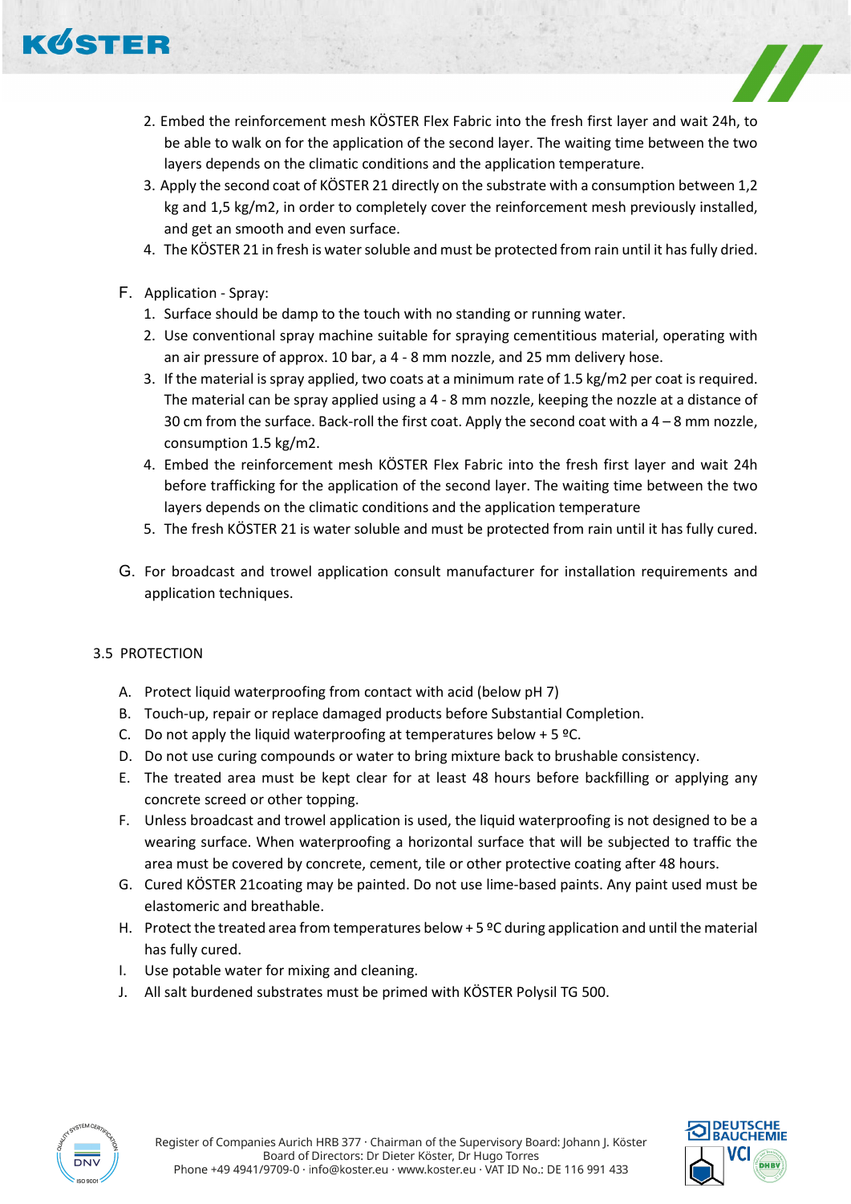2. Embed the reinforcement mesh KÖSTER Flex Fabric into the fresh first layer and wait 24h, to be able to walk on for the application of the second layer. The waiting time between the two layers depends on the climatic conditions and the application temperature.
3. Apply the second coat of KÖSTER 21 directly on the substrate with a consumption between 1,2 kg and 1,5 kg/m2, in order to completely cover the reinforcement mesh previously installed, and get an smooth and even surface.
4. The KÖSTER 21 in fresh is water soluble and must be protected from rain until it has fully dried.

F. Application - Spray:
1. Surface should be damp to the touch with no standing or running water.
2. Use conventional spray machine suitable for spraying cementitious material, operating with an air pressure of approx. 10 bar, a 4 - 8 mm nozzle, and 25 mm delivery hose.
3. If the material is spray applied, two coats at a minimum rate of 1.5 kg/m2 per coat is required. The material can be spray applied using a 4 - 8 mm nozzle, keeping the nozzle at a distance of 30 cm from the surface. Back-roll the first coat. Apply the second coat with a 4 – 8 mm nozzle, consumption 1.5 kg/m2.
4. Embed the reinforcement mesh KÖSTER Flex Fabric into the fresh first layer and wait 24h before trafficking for the application of the second layer. The waiting time between the two layers depends on the climatic conditions and the application temperature
5. The fresh KÖSTER 21 is water soluble and must be protected from rain until it has fully cured.

G. For broadcast and trowel application consult manufacturer for installation requirements and application techniques.

3.5 PROTECTION

A. Protect liquid waterproofing from contact with acid (below pH 7)
B. Touch-up, repair or replace damaged products before Substantial Completion.
C. Do not apply the liquid waterproofing at temperatures below + 5 ºC.
D. Do not use curing compounds or water to bring mixture back to brushable consistency.
E. The treated area must be kept clear for at least 48 hours before backfilling or applying any concrete screed or other topping.
F. Unless broadcast and trowel application is used, the liquid waterproofing is not designed to be a wearing surface. When waterproofing a horizontal surface that will be subjected to traffic the area must be covered by concrete, cement, tile or other protective coating after 48 hours.
G. Cured KÖSTER 21coating may be painted. Do not use lime-based paints. Any paint used must be elastomeric and breathable.
H. Protect the treated area from temperatures below + 5 ºC during application and until the material has fully cured.
I. Use potable water for mixing and cleaning.
J. All salt burdened substrates must be primed with KÖSTER Polysil TG 500.